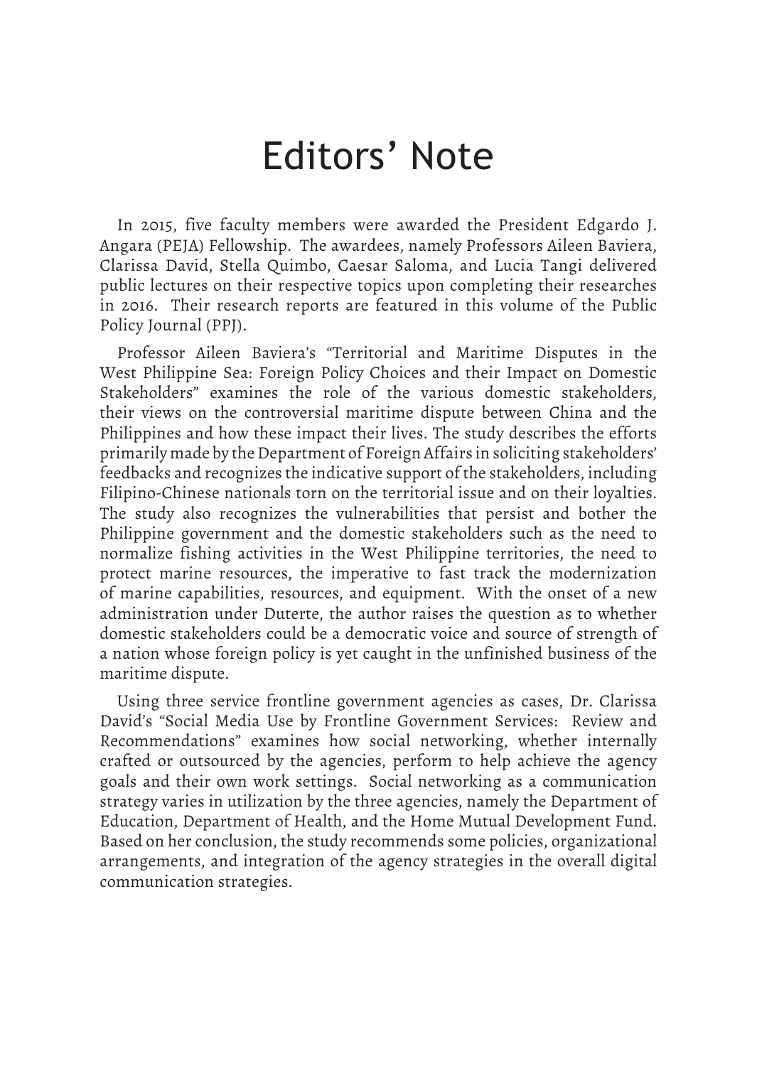# Editors' Note

In 2015, five faculty members were awarded the President Edgardo J. Angara (PEJA) Fellowship. The awardees, namely Professors Aileen Baviera, Clarissa David, Stella Quimbo, Caesar Saloma, and Lucia Tangi delivered public lectures on their respective topics upon completing their researches in 2016. Their research reports are featured in this volume of the Public Policy Journal (PPJ).

Professor Aileen Baviera's "Territorial and Maritime Disputes in the West Philippine Sea: Foreign Policy Choices and their Impact on Domestic Stakeholders" examines the role of the various domestic stakeholders, their views on the controversial maritime dispute between China and the Philippines and how these impact their lives. The study describes the efforts primarily made by the Department of Foreign Affairs in soliciting stakeholders' feedbacks and recognizes the indicative support of the stakeholders, including Filipino-Chinese nationals torn on the territorial issue and on their loyalties. The study also recognizes the vulnerabilities that persist and bother the Philippine government and the domestic stakeholders such as the need to normalize fishing activities in the West Philippine territories, the need to protect marine resources, the imperative to fast track the modernization of marine capabilities, resources, and equipment. With the onset of a new administration under Duterte, the author raises the question as to whether domestic stakeholders could be a democratic voice and source of strength of a nation whose foreign policy is yet caught in the unfinished business of the maritime dispute.

Using three service frontline government agencies as cases, Dr. Clarissa David's "Social Media Use by Frontline Government Services: Review and Recommendations" examines how social networking, whether internally crafted or outsourced by the agencies, perform to help achieve the agency goals and their own work settings. Social networking as a communication strategy varies in utilization by the three agencies, namely the Department of Education, Department of Health, and the Home Mutual Development Fund. Based on her conclusion, the study recommends some policies, organizational arrangements, and integration of the agency strategies in the overall digital communication strategies.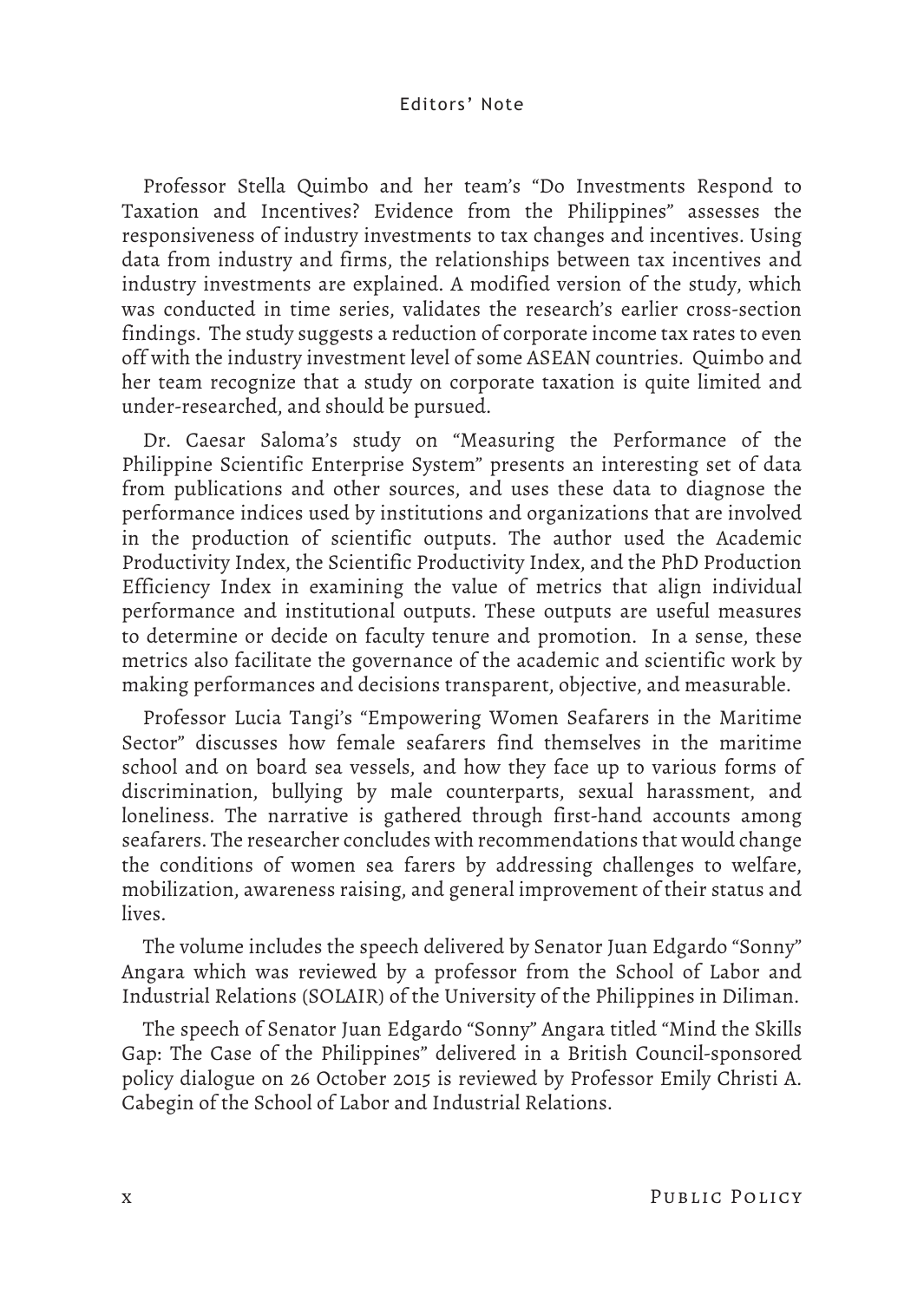Professor Stella Quimbo and her team's "Do Investments Respond to Taxation and Incentives? Evidence from the Philippines" assesses the responsiveness of industry investments to tax changes and incentives. Using data from industry and firms, the relationships between tax incentives and industry investments are explained. A modified version of the study, which was conducted in time series, validates the research's earlier cross-section findings. The study suggests a reduction of corporate income tax rates to even off with the industry investment level of some ASEAN countries. Quimbo and her team recognize that a study on corporate taxation is quite limited and under-researched, and should be pursued.

Dr. Caesar Saloma's study on "Measuring the Performance of the Philippine Scientific Enterprise System" presents an interesting set of data from publications and other sources, and uses these data to diagnose the performance indices used by institutions and organizations that are involved in the production of scientific outputs. The author used the Academic Productivity Index, the Scientific Productivity Index, and the PhD Production Efficiency Index in examining the value of metrics that align individual performance and institutional outputs. These outputs are useful measures to determine or decide on faculty tenure and promotion. In a sense, these metrics also facilitate the governance of the academic and scientific work by making performances and decisions transparent, objective, and measurable.

Professor Lucia Tangi's "Empowering Women Seafarers in the Maritime Sector" discusses how female seafarers find themselves in the maritime school and on board sea vessels, and how they face up to various forms of discrimination, bullying by male counterparts, sexual harassment, and loneliness. The narrative is gathered through first-hand accounts among seafarers. The researcher concludes with recommendations that would change the conditions of women sea farers by addressing challenges to welfare, mobilization, awareness raising, and general improvement of their status and lives.

The volume includes the speech delivered by Senator Juan Edgardo "Sonny" Angara which was reviewed by a professor from the School of Labor and Industrial Relations (SOLAIR) of the University of the Philippines in Diliman.

The speech of Senator Juan Edgardo "Sonny" Angara titled "Mind the Skills Gap: The Case of the Philippines" delivered in a British Council-sponsored policy dialogue on 26 October 2015 is reviewed by Professor Emily Christi A. Cabegin of the School of Labor and Industrial Relations.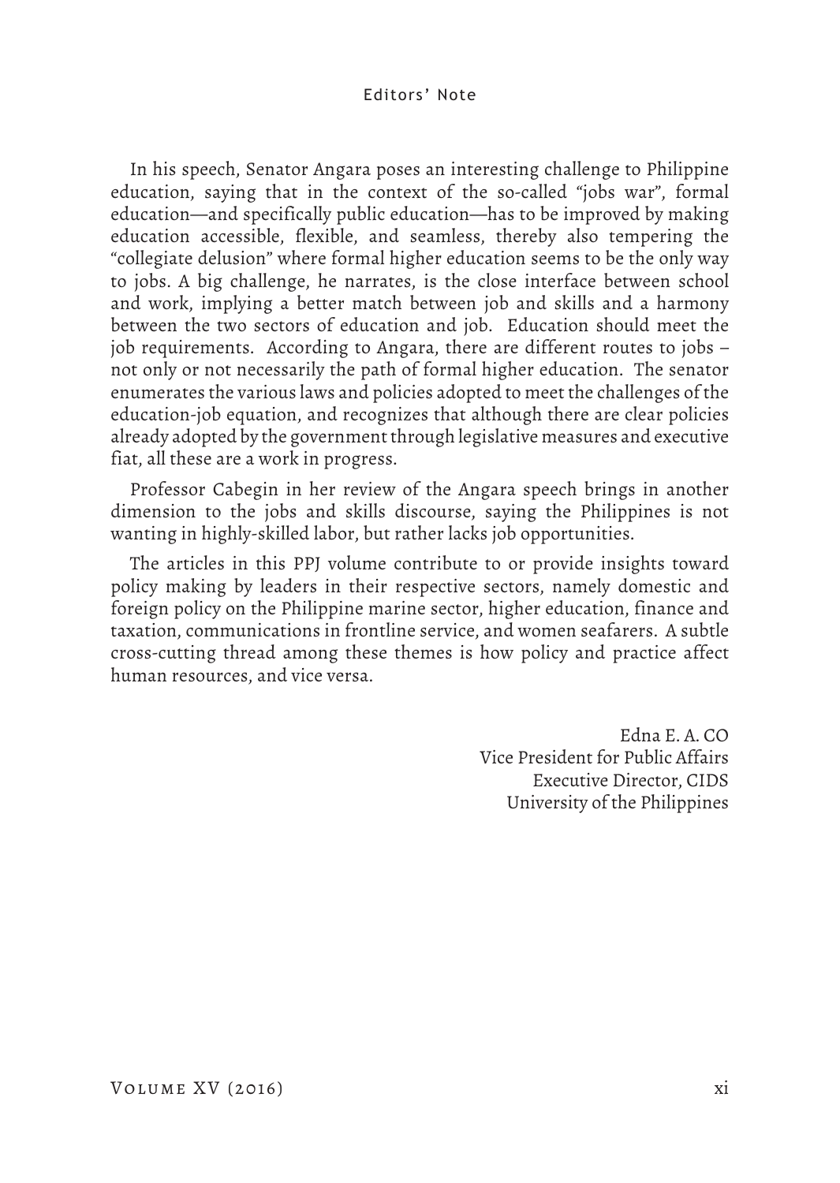In his speech, Senator Angara poses an interesting challenge to Philippine education, saying that in the context of the so-called "jobs war", formal education—and specifically public education—has to be improved by making education accessible, flexible, and seamless, thereby also tempering the "collegiate delusion" where formal higher education seems to be the only way to jobs. A big challenge, he narrates, is the close interface between school and work, implying a better match between job and skills and a harmony between the two sectors of education and job. Education should meet the job requirements. According to Angara, there are different routes to jobs – not only or not necessarily the path of formal higher education. The senator enumerates the various laws and policies adopted to meet the challenges of the education-job equation, and recognizes that although there are clear policies already adopted by the government through legislative measures and executive fiat, all these are a work in progress.

Professor Cabegin in her review of the Angara speech brings in another dimension to the jobs and skills discourse, saying the Philippines is not wanting in highly-skilled labor, but rather lacks job opportunities.

The articles in this PPJ volume contribute to or provide insights toward policy making by leaders in their respective sectors, namely domestic and foreign policy on the Philippine marine sector, higher education, finance and taxation, communications in frontline service, and women seafarers. A subtle cross-cutting thread among these themes is how policy and practice affect human resources, and vice versa.

Edna E. A. CO
Vice President for Public Affairs
Executive Director, CIDS
University of the Philippines